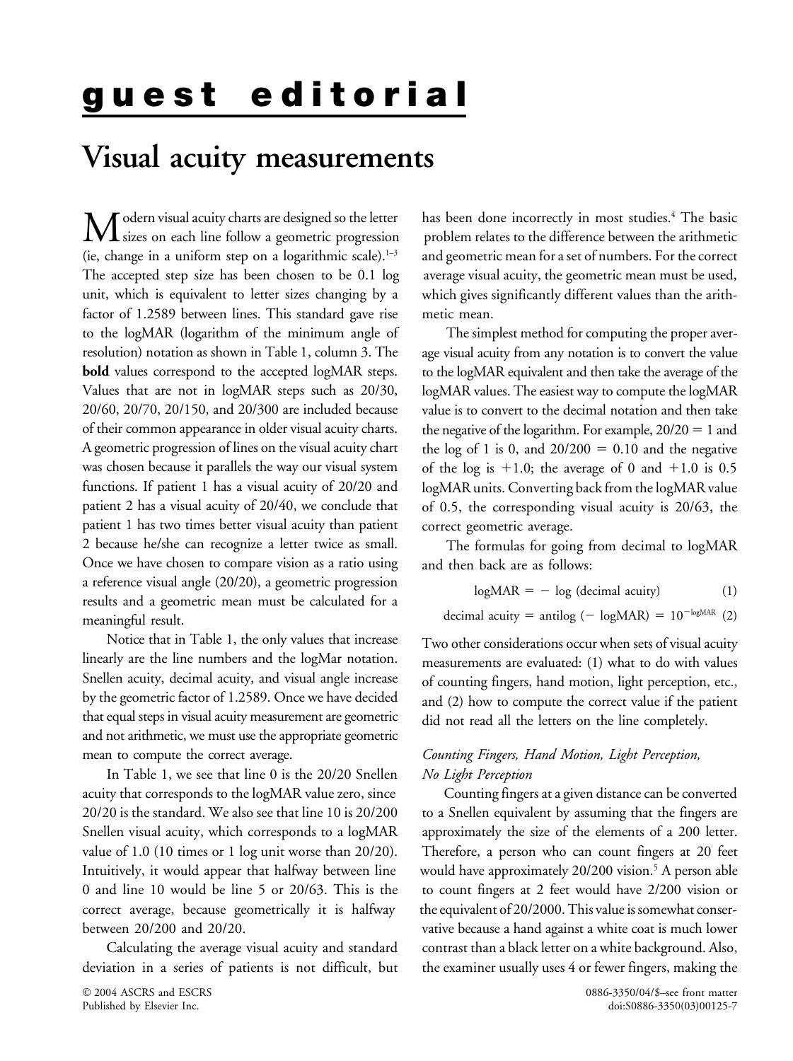# guest editorial

## Visual acuity measurements

Modern visual acuity charts are designed so the letter sizes on each line follow a geometric progression (ie, change in a uniform step on a logarithmic scale).[1–3] The accepted step size has been chosen to be 0.1 log unit, which is equivalent to letter sizes changing by a factor of 1.2589 between lines. This standard gave rise to the logMAR (logarithm of the minimum angle of resolution) notation as shown in Table 1, column 3. The **bold** values correspond to the accepted logMAR steps. Values that are not in logMAR steps such as 20/30, 20/60, 20/70, 20/150, and 20/300 are included because of their common appearance in older visual acuity charts. A geometric progression of lines on the visual acuity chart was chosen because it parallels the way our visual system functions. If patient 1 has a visual acuity of 20/20 and patient 2 has a visual acuity of 20/40, we conclude that patient 1 has two times better visual acuity than patient 2 because he/she can recognize a letter twice as small. Once we have chosen to compare vision as a ratio using a reference visual angle (20/20), a geometric progression results and a geometric mean must be calculated for a meaningful result.

Notice that in Table 1, the only values that increase linearly are the line numbers and the logMar notation. Snellen acuity, decimal acuity, and visual angle increase by the geometric factor of 1.2589. Once we have decided that equal steps in visual acuity measurement are geometric and not arithmetic, we must use the appropriate geometric mean to compute the correct average.

In Table 1, we see that line 0 is the 20/20 Snellen acuity that corresponds to the logMAR value zero, since 20/20 is the standard. We also see that line 10 is 20/200 Snellen visual acuity, which corresponds to a logMAR value of 1.0 (10 times or 1 log unit worse than 20/20). Intuitively, it would appear that halfway between line 0 and line 10 would be line 5 or 20/63. This is the correct average, because geometrically it is halfway between 20/200 and 20/20.

Calculating the average visual acuity and standard deviation in a series of patients is not difficult, but has been done incorrectly in most studies.[4] The basic problem relates to the difference between the arithmetic and geometric mean for a set of numbers. For the correct average visual acuity, the geometric mean must be used, which gives significantly different values than the arithmetic mean.

The simplest method for computing the proper average visual acuity from any notation is to convert the value to the logMAR equivalent and then take the average of the logMAR values. The easiest way to compute the logMAR value is to convert to the decimal notation and then take the negative of the logarithm. For example, $20/20 = 1$ and the log of 1 is 0, and $20/200 = 0.10$ and the negative of the log is $+1.0$; the average of 0 and $+1.0$ is 0.5 logMAR units. Converting back from the logMAR value of 0.5, the corresponding visual acuity is 20/63, the correct geometric average.

The formulas for going from decimal to logMAR and then back are as follows:

$$\text{logMAR} = -\log(\text{decimal acuity}) \quad (1)$$

$$\text{decimal acuity} = \text{antilog}(-\text{logMAR}) = 10^{-\text{logMAR}} \quad (2)$$

Two other considerations occur when sets of visual acuity measurements are evaluated: (1) what to do with values of counting fingers, hand motion, light perception, etc., and (2) how to compute the correct value if the patient did not read all the letters on the line completely.

### *Counting Fingers, Hand Motion, Light Perception, No Light Perception*

Counting fingers at a given distance can be converted to a Snellen equivalent by assuming that the fingers are approximately the size of the elements of a 200 letter. Therefore, a person who can count fingers at 20 feet would have approximately 20/200 vision.[5] A person able to count fingers at 2 feet would have 2/200 vision or the equivalent of 20/2000. This value is somewhat conservative because a hand against a white coat is much lower contrast than a black letter on a white background. Also, the examiner usually uses 4 or fewer fingers, making the

© 2004 ASCRS and ESCRS
Published by Elsevier Inc.

0886-3350/04/$–see front matter
doi:S0886-3350(03)00125-7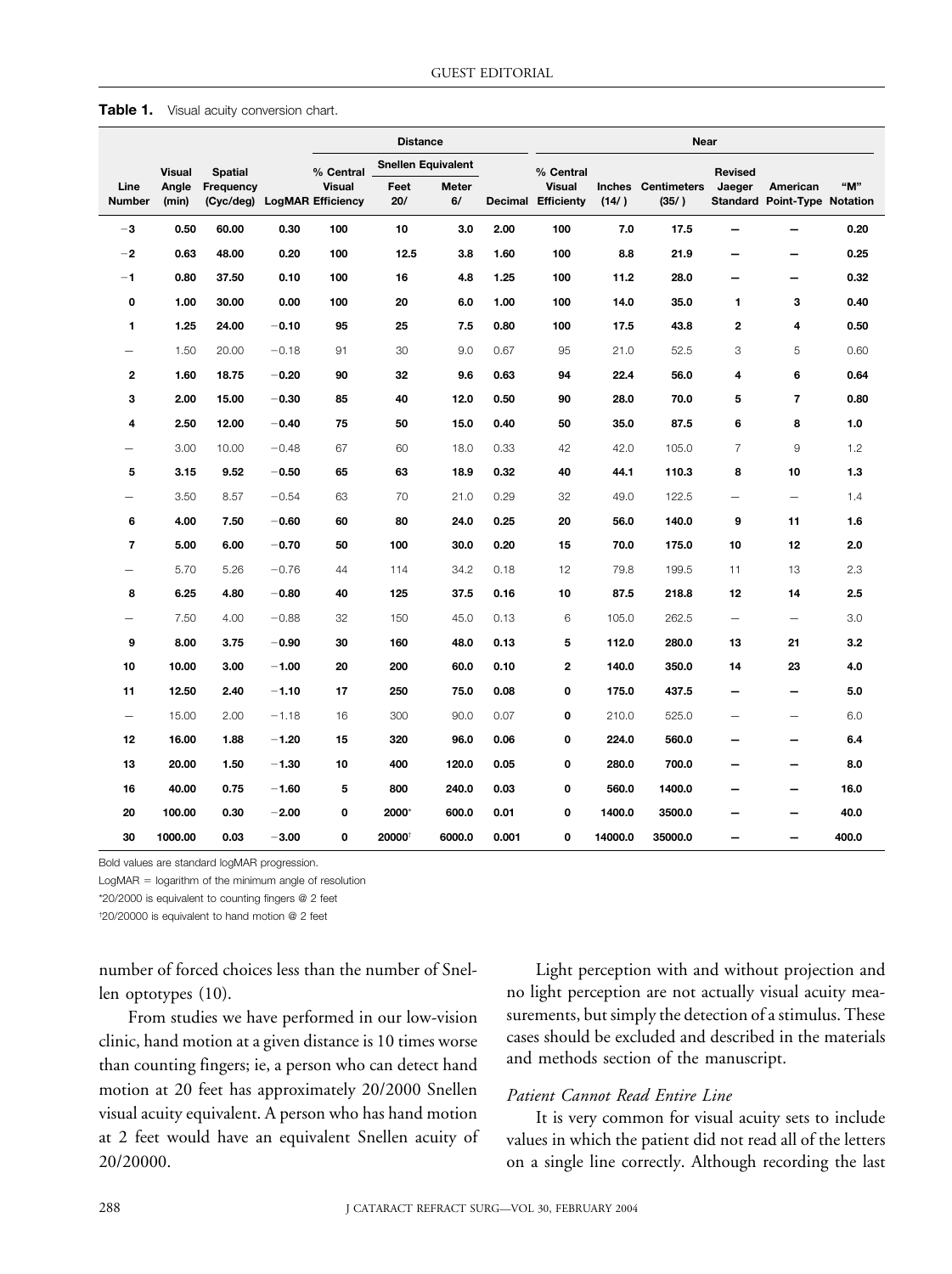**Table 1.** Visual acuity conversion chart.

| | | | | Distance | | | | Near | | | | | |
|---|---|---|---|---|---|---|---|---|---|---|---|---|---|
| | | | | | Snellen Equivalent | | | | | | | | |
| Line Number | Visual Angle (min) | Spatial Frequency (Cyc/deg) | LogMAR | % Central Visual Efficiency | Feet 20/ | Meter 6/ | Decimal | % Central Visual Efficiency | Inches (14/) | Centimeters (35/) | Revised Jaeger Standard | American Point-Type | "M" Notation |
| **−3** | **0.50** | **60.00** | **0.30** | **100** | **10** | **3.0** | **2.00** | **100** | **7.0** | **17.5** | **—** | **—** | **0.20** |
| **−2** | **0.63** | **48.00** | **0.20** | **100** | **12.5** | **3.8** | **1.60** | **100** | **8.8** | **21.9** | **—** | **—** | **0.25** |
| **−1** | **0.80** | **37.50** | **0.10** | **100** | **16** | **4.8** | **1.25** | **100** | **11.2** | **28.0** | **—** | **—** | **0.32** |
| **0** | **1.00** | **30.00** | **0.00** | **100** | **20** | **6.0** | **1.00** | **100** | **14.0** | **35.0** | **1** | **3** | **0.40** |
| **1** | **1.25** | **24.00** | **−0.10** | **95** | **25** | **7.5** | **0.80** | **100** | **17.5** | **43.8** | **2** | **4** | **0.50** |
| — | 1.50 | 20.00 | −0.18 | 91 | 30 | 9.0 | 0.67 | 95 | 21.0 | 52.5 | 3 | 5 | 0.60 |
| **2** | **1.60** | **18.75** | **−0.20** | **90** | **32** | **9.6** | **0.63** | **94** | **22.4** | **56.0** | **4** | **6** | **0.64** |
| **3** | **2.00** | **15.00** | **−0.30** | **85** | **40** | **12.0** | **0.50** | **90** | **28.0** | **70.0** | **5** | **7** | **0.80** |
| **4** | **2.50** | **12.00** | **−0.40** | **75** | **50** | **15.0** | **0.40** | **50** | **35.0** | **87.5** | **6** | **8** | **1.0** |
| — | 3.00 | 10.00 | −0.48 | 67 | 60 | 18.0 | 0.33 | 42 | 42.0 | 105.0 | 7 | 9 | 1.2 |
| **5** | **3.15** | **9.52** | **−0.50** | **65** | **63** | **18.9** | **0.32** | **40** | **44.1** | **110.3** | **8** | **10** | **1.3** |
| — | 3.50 | 8.57 | −0.54 | 63 | 70 | 21.0 | 0.29 | 32 | 49.0 | 122.5 | — | — | 1.4 |
| **6** | **4.00** | **7.50** | **−0.60** | **60** | **80** | **24.0** | **0.25** | **20** | **56.0** | **140.0** | **9** | **11** | **1.6** |
| **7** | **5.00** | **6.00** | **−0.70** | **50** | **100** | **30.0** | **0.20** | **15** | **70.0** | **175.0** | **10** | **12** | **2.0** |
| — | 5.70 | 5.26 | −0.76 | 44 | 114 | 34.2 | 0.18 | 12 | 79.8 | 199.5 | 11 | 13 | 2.3 |
| **8** | **6.25** | **4.80** | **−0.80** | **40** | **125** | **37.5** | **0.16** | **10** | **87.5** | **218.8** | **12** | **14** | **2.5** |
| — | 7.50 | 4.00 | −0.88 | 32 | 150 | 45.0 | 0.13 | 6 | 105.0 | 262.5 | — | — | 3.0 |
| **9** | **8.00** | **3.75** | **−0.90** | **30** | **160** | **48.0** | **0.13** | **5** | **112.0** | **280.0** | **13** | **21** | **3.2** |
| **10** | **10.00** | **3.00** | **−1.00** | **20** | **200** | **60.0** | **0.10** | **2** | **140.0** | **350.0** | **14** | **23** | **4.0** |
| **11** | **12.50** | **2.40** | **−1.10** | **17** | **250** | **75.0** | **0.08** | **0** | **175.0** | **437.5** | **—** | **—** | **5.0** |
| — | 15.00 | 2.00 | −1.18 | 16 | 300 | 90.0 | 0.07 | **0** | 210.0 | 525.0 | — | — | 6.0 |
| **12** | **16.00** | **1.88** | **−1.20** | **15** | **320** | **96.0** | **0.06** | **0** | **224.0** | **560.0** | **—** | **—** | **6.4** |
| **13** | **20.00** | **1.50** | **−1.30** | **10** | **400** | **120.0** | **0.05** | **0** | **280.0** | **700.0** | **—** | **—** | **8.0** |
| **16** | **40.00** | **0.75** | **−1.60** | **5** | **800** | **240.0** | **0.03** | **0** | **560.0** | **1400.0** | **—** | **—** | **16.0** |
| **20** | **100.00** | **0.30** | **−2.00** | **0** | **2000*** | **600.0** | **0.01** | **0** | **1400.0** | **3500.0** | **—** | **—** | **40.0** |
| **30** | **1000.00** | **0.03** | **−3.00** | **0** | **20000†** | **6000.0** | **0.001** | **0** | **14000.0** | **35000.0** | **—** | **—** | **400.0** |

Bold values are standard logMAR progression.

LogMAR = logarithm of the minimum angle of resolution

*20/2000 is equivalent to counting fingers @ 2 feet

†20/20000 is equivalent to hand motion @ 2 feet

number of forced choices less than the number of Snellen optotypes (10).

From studies we have performed in our low-vision clinic, hand motion at a given distance is 10 times worse than counting fingers; ie, a person who can detect hand motion at 20 feet has approximately 20/2000 Snellen visual acuity equivalent. A person who has hand motion at 2 feet would have an equivalent Snellen acuity of 20/20000.

Light perception with and without projection and no light perception are not actually visual acuity measurements, but simply the detection of a stimulus. These cases should be excluded and described in the materials and methods section of the manuscript.

### *Patient Cannot Read Entire Line*

It is very common for visual acuity sets to include values in which the patient did not read all of the letters on a single line correctly. Although recording the last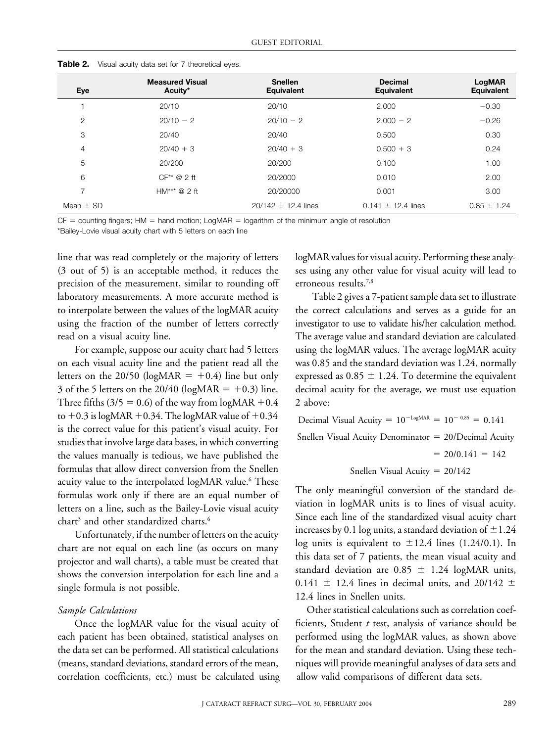**Table 2.** Visual acuity data set for 7 theoretical eyes.

| Eye | Measured Visual Acuity* | Snellen Equivalent | Decimal Equivalent | LogMAR Equivalent |
|---|---|---|---|---|
| 1 | 20/10 | 20/10 | 2.000 | −0.30 |
| 2 | 20/10 − 2 | 20/10 − 2 | 2.000 − 2 | −0.26 |
| 3 | 20/40 | 20/40 | 0.500 | 0.30 |
| 4 | 20/40 + 3 | 20/40 + 3 | 0.500 + 3 | 0.24 |
| 5 | 20/200 | 20/200 | 0.100 | 1.00 |
| 6 | CF** @ 2 ft | 20/2000 | 0.010 | 2.00 |
| 7 | HM*** @ 2 ft | 20/20000 | 0.001 | 3.00 |
| Mean ± SD | | 20/142 ± 12.4 lines | 0.141 ± 12.4 lines | 0.85 ± 1.24 |

CF = counting fingers; HM = hand motion; LogMAR = logarithm of the minimum angle of resolution
*Bailey-Lovie visual acuity chart with 5 letters on each line

line that was read completely or the majority of letters (3 out of 5) is an acceptable method, it reduces the precision of the measurement, similar to rounding off laboratory measurements. A more accurate method is to interpolate between the values of the logMAR acuity using the fraction of the number of letters correctly read on a visual acuity line.

For example, suppose our acuity chart had 5 letters on each visual acuity line and the patient read all the letters on the 20/50 (logMAR = +0.4) line but only 3 of the 5 letters on the 20/40 (logMAR = +0.3) line. Three fifths (3/5 = 0.6) of the way from logMAR +0.4 to +0.3 is logMAR +0.34. The logMAR value of +0.34 is the correct value for this patient's visual acuity. For studies that involve large data bases, in which converting the values manually is tedious, we have published the formulas that allow direct conversion from the Snellen acuity value to the interpolated logMAR value.[6] These formulas work only if there are an equal number of letters on a line, such as the Bailey-Lovie visual acuity chart[3] and other standardized charts.[6]

Unfortunately, if the number of letters on the acuity chart are not equal on each line (as occurs on many projector and wall charts), a table must be created that shows the conversion interpolation for each line and a single formula is not possible.

*Sample Calculations*

Once the logMAR value for the visual acuity of each patient has been obtained, statistical analyses on the data set can be performed. All statistical calculations (means, standard deviations, standard errors of the mean, correlation coefficients, etc.) must be calculated using logMAR values for visual acuity. Performing these analyses using any other value for visual acuity will lead to erroneous results.[7,8]

Table 2 gives a 7-patient sample data set to illustrate the correct calculations and serves as a guide for an investigator to use to validate his/her calculation method. The average value and standard deviation are calculated using the logMAR values. The average logMAR acuity was 0.85 and the standard deviation was 1.24, normally expressed as 0.85 ± 1.24. To determine the equivalent decimal acuity for the average, we must use equation 2 above:

$$\text{Decimal Visual Acuity} = 10^{-\text{LogMAR}} = 10^{-0.85} = 0.141$$

$$\text{Snellen Visual Acuity Denominator} = 20/\text{Decimal Acuity} = 20/0.141 = 142$$

$$\text{Snellen Visual Acuity} = 20/142$$

The only meaningful conversion of the standard deviation in logMAR units is to lines of visual acuity. Since each line of the standardized visual acuity chart increases by 0.1 log units, a standard deviation of ±1.24 log units is equivalent to ±12.4 lines (1.24/0.1). In this data set of 7 patients, the mean visual acuity and standard deviation are 0.85 ± 1.24 logMAR units, 0.141 ± 12.4 lines in decimal units, and 20/142 ± 12.4 lines in Snellen units.

Other statistical calculations such as correlation coefficients, Student *t* test, analysis of variance should be performed using the logMAR values, as shown above for the mean and standard deviation. Using these techniques will provide meaningful analyses of data sets and allow valid comparisons of different data sets.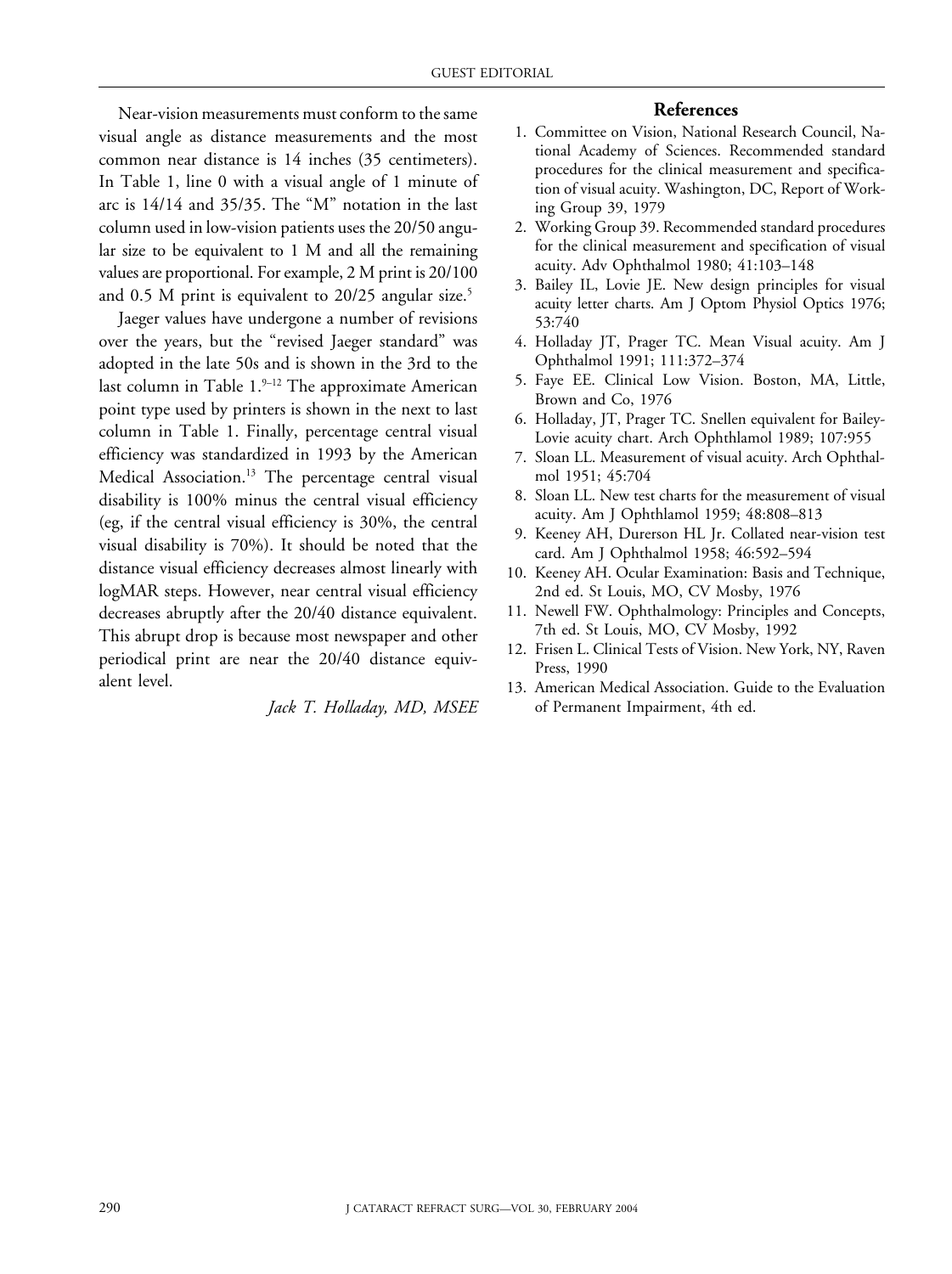Near-vision measurements must conform to the same visual angle as distance measurements and the most common near distance is 14 inches (35 centimeters). In Table 1, line 0 with a visual angle of 1 minute of arc is 14/14 and 35/35. The "M" notation in the last column used in low-vision patients uses the 20/50 angular size to be equivalent to 1 M and all the remaining values are proportional. For example, 2 M print is 20/100 and 0.5 M print is equivalent to 20/25 angular size.[5]

Jaeger values have undergone a number of revisions over the years, but the "revised Jaeger standard" was adopted in the late 50s and is shown in the 3rd to the last column in Table 1.[9–12] The approximate American point type used by printers is shown in the next to last column in Table 1. Finally, percentage central visual efficiency was standardized in 1993 by the American Medical Association.[13] The percentage central visual disability is 100% minus the central visual efficiency (eg, if the central visual efficiency is 30%, the central visual disability is 70%). It should be noted that the distance visual efficiency decreases almost linearly with logMAR steps. However, near central visual efficiency decreases abruptly after the 20/40 distance equivalent. This abrupt drop is because most newspaper and other periodical print are near the 20/40 distance equivalent level.

*Jack T. Holladay, MD, MSEE*

## References

1. Committee on Vision, National Research Council, National Academy of Sciences. Recommended standard procedures for the clinical measurement and specification of visual acuity. Washington, DC, Report of Working Group 39, 1979
2. Working Group 39. Recommended standard procedures for the clinical measurement and specification of visual acuity. Adv Ophthalmol 1980; 41:103–148
3. Bailey IL, Lovie JE. New design principles for visual acuity letter charts. Am J Optom Physiol Optics 1976; 53:740
4. Holladay JT, Prager TC. Mean Visual acuity. Am J Ophthalmol 1991; 111:372–374
5. Faye EE. Clinical Low Vision. Boston, MA, Little, Brown and Co, 1976
6. Holladay, JT, Prager TC. Snellen equivalent for Bailey-Lovie acuity chart. Arch Ophthlamol 1989; 107:955
7. Sloan LL. Measurement of visual acuity. Arch Ophthalmol 1951; 45:704
8. Sloan LL. New test charts for the measurement of visual acuity. Am J Ophthlamol 1959; 48:808–813
9. Keeney AH, Durerson HL Jr. Collated near-vision test card. Am J Ophthalmol 1958; 46:592–594
10. Keeney AH. Ocular Examination: Basis and Technique, 2nd ed. St Louis, MO, CV Mosby, 1976
11. Newell FW. Ophthalmology: Principles and Concepts, 7th ed. St Louis, MO, CV Mosby, 1992
12. Frisen L. Clinical Tests of Vision. New York, NY, Raven Press, 1990
13. American Medical Association. Guide to the Evaluation of Permanent Impairment, 4th ed.